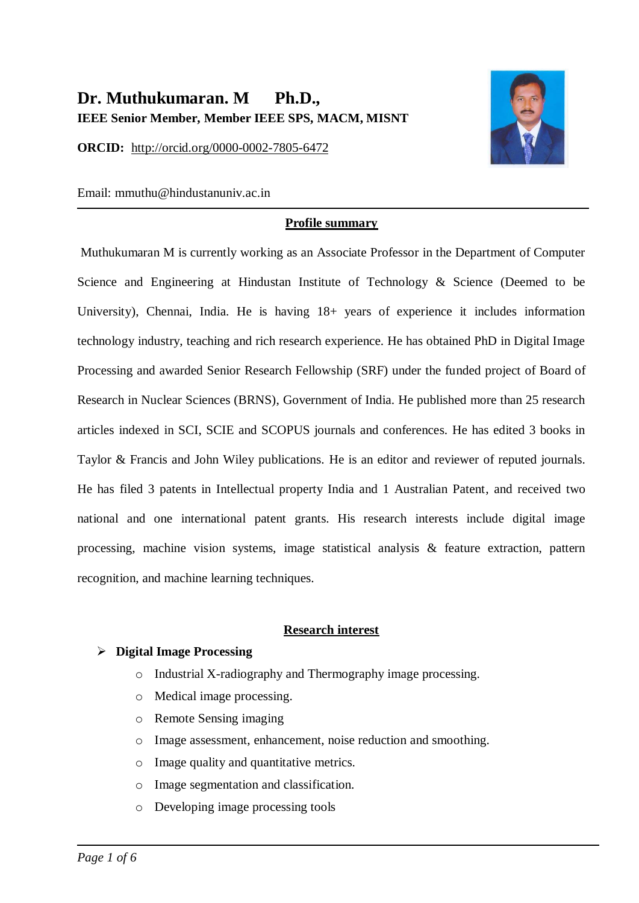# Dr. Muthukumaran. M Ph.D.,

**IEEE Senior Member, Member IEEE SPS, MACM, MISNT**

**ORCID:** http://orcid.org/0000-0002-7805-6472

Email: mmuthu@hindustanuniv.ac.in

---

## Profile summary

Muthukumaran M is currently working as an Associate Professor in the Department of Computer Science and Engineering at Hindustan Institute of Technology & Science (Deemed to be University), Chennai, India. He is having 18+ years of experience it includes information technology industry, teaching and rich research experience. He has obtained PhD in Digital Image Processing and awarded Senior Research Fellowship (SRF) under the funded project of Board of Research in Nuclear Sciences (BRNS), Government of India. He published more than 25 research articles indexed in SCI, SCIE and SCOPUS journals and conferences. He has edited 3 books in Taylor & Francis and John Wiley publications. He is an editor and reviewer of reputed journals. He has filed 3 patents in Intellectual property India and 1 Australian Patent, and received two national and one international patent grants. His research interests include digital image processing, machine vision systems, image statistical analysis & feature extraction, pattern recognition, and machine learning techniques.

## Research interest

- **Digital Image Processing**
  - Industrial X-radiography and Thermography image processing.
  - Medical image processing.
  - Remote Sensing imaging
  - Image assessment, enhancement, noise reduction and smoothing.
  - Image quality and quantitative metrics.
  - Image segmentation and classification.
  - Developing image processing tools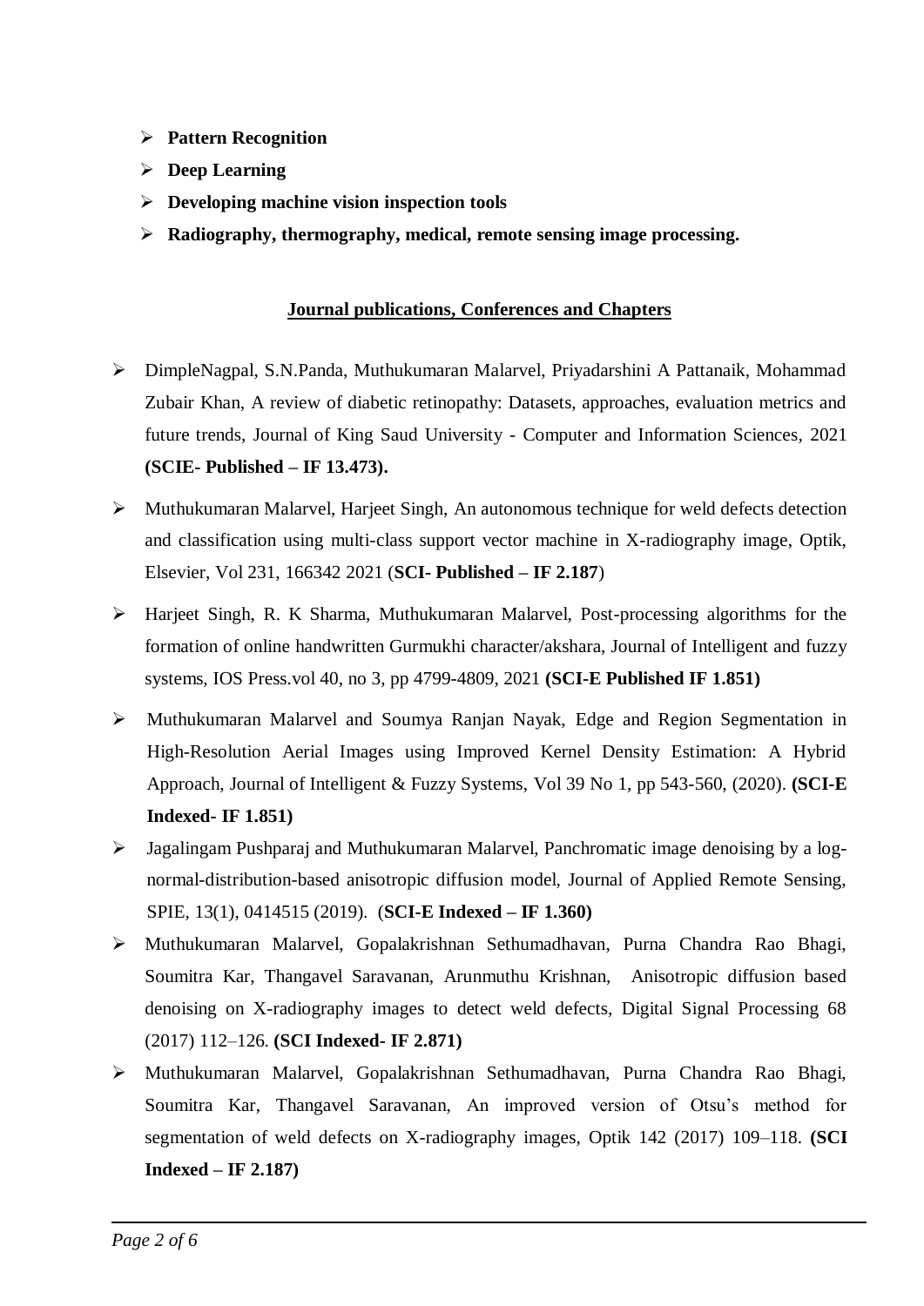- **Pattern Recognition**
- **Deep Learning**
- **Developing machine vision inspection tools**
- **Radiography, thermography, medical, remote sensing image processing.**

## Journal publications, Conferences and Chapters

- DimpleNagpal, S.N.Panda, Muthukumaran Malarvel, Priyadarshini A Pattanaik, Mohammad Zubair Khan, A review of diabetic retinopathy: Datasets, approaches, evaluation metrics and future trends, Journal of King Saud University - Computer and Information Sciences, 2021 **(SCIE- Published – IF 13.473).**
- Muthukumaran Malarvel, Harjeet Singh, An autonomous technique for weld defects detection and classification using multi-class support vector machine in X-radiography image, Optik, Elsevier, Vol 231, 166342 2021 (**SCI- Published – IF 2.187**)
- Harjeet Singh, R. K Sharma, Muthukumaran Malarvel, Post-processing algorithms for the formation of online handwritten Gurmukhi character/akshara, Journal of Intelligent and fuzzy systems, IOS Press.vol 40, no 3, pp 4799-4809, 2021 **(SCI-E Published IF 1.851)**
- Muthukumaran Malarvel and Soumya Ranjan Nayak, Edge and Region Segmentation in High-Resolution Aerial Images using Improved Kernel Density Estimation: A Hybrid Approach, Journal of Intelligent & Fuzzy Systems, Vol 39 No 1, pp 543-560, (2020). **(SCI-E Indexed- IF 1.851)**
- Jagalingam Pushparaj and Muthukumaran Malarvel, Panchromatic image denoising by a log-normal-distribution-based anisotropic diffusion model, Journal of Applied Remote Sensing, SPIE, 13(1), 0414515 (2019). (**SCI-E Indexed – IF 1.360)**
- Muthukumaran Malarvel, Gopalakrishnan Sethumadhavan, Purna Chandra Rao Bhagi, Soumitra Kar, Thangavel Saravanan, Arunmuthu Krishnan, Anisotropic diffusion based denoising on X-radiography images to detect weld defects, Digital Signal Processing 68 (2017) 112–126. **(SCI Indexed- IF 2.871)**
- Muthukumaran Malarvel, Gopalakrishnan Sethumadhavan, Purna Chandra Rao Bhagi, Soumitra Kar, Thangavel Saravanan, An improved version of Otsu's method for segmentation of weld defects on X-radiography images, Optik 142 (2017) 109–118. **(SCI Indexed – IF 2.187)**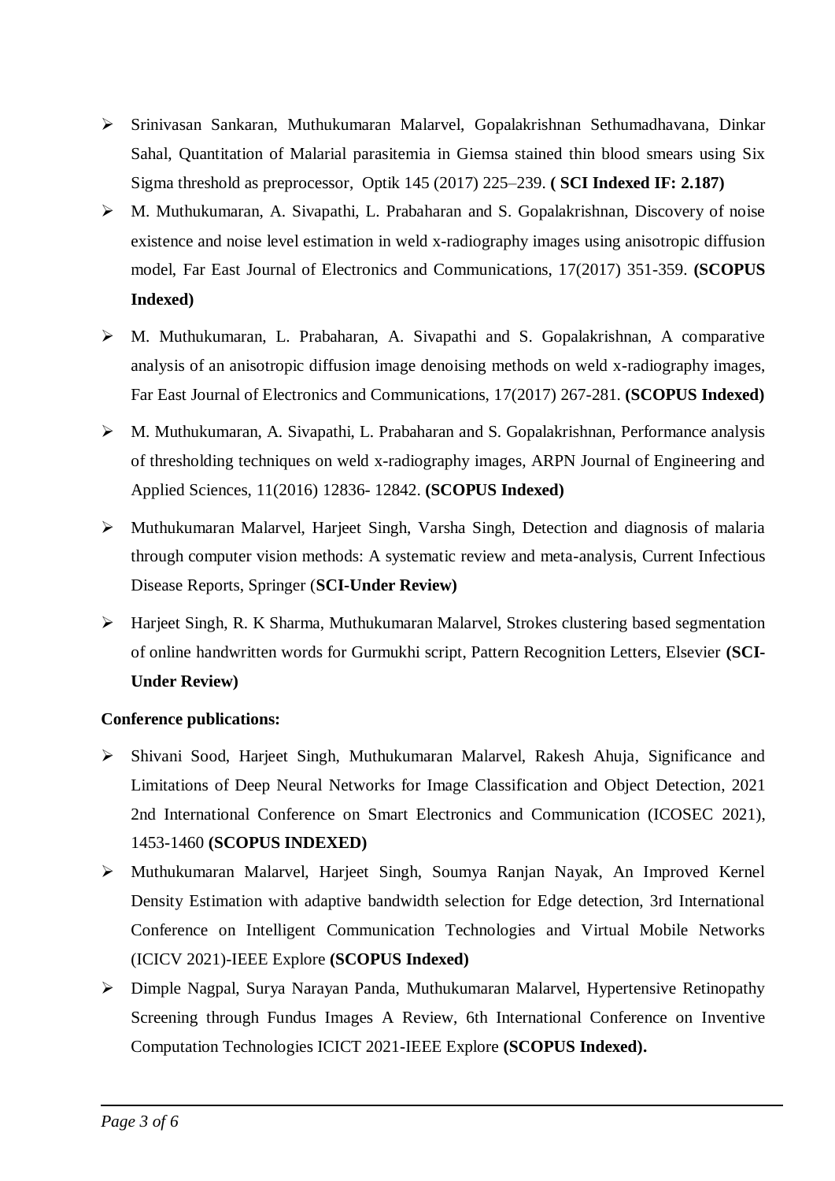- Srinivasan Sankaran, Muthukumaran Malarvel, Gopalakrishnan Sethumadhavana, Dinkar Sahal, Quantitation of Malarial parasitemia in Giemsa stained thin blood smears using Six Sigma threshold as preprocessor, Optik 145 (2017) 225–239. **( SCI Indexed IF: 2.187)**
- M. Muthukumaran, A. Sivapathi, L. Prabaharan and S. Gopalakrishnan, Discovery of noise existence and noise level estimation in weld x-radiography images using anisotropic diffusion model, Far East Journal of Electronics and Communications, 17(2017) 351-359. **(SCOPUS Indexed)**
- M. Muthukumaran, L. Prabaharan, A. Sivapathi and S. Gopalakrishnan, A comparative analysis of an anisotropic diffusion image denoising methods on weld x-radiography images, Far East Journal of Electronics and Communications, 17(2017) 267-281. **(SCOPUS Indexed)**
- M. Muthukumaran, A. Sivapathi, L. Prabaharan and S. Gopalakrishnan, Performance analysis of thresholding techniques on weld x-radiography images, ARPN Journal of Engineering and Applied Sciences, 11(2016) 12836- 12842. **(SCOPUS Indexed)**
- Muthukumaran Malarvel, Harjeet Singh, Varsha Singh, Detection and diagnosis of malaria through computer vision methods: A systematic review and meta-analysis, Current Infectious Disease Reports, Springer (**SCI-Under Review)**
- Harjeet Singh, R. K Sharma, Muthukumaran Malarvel, Strokes clustering based segmentation of online handwritten words for Gurmukhi script, Pattern Recognition Letters, Elsevier **(SCI-Under Review)**

**Conference publications:**

- Shivani Sood, Harjeet Singh, Muthukumaran Malarvel, Rakesh Ahuja, Significance and Limitations of Deep Neural Networks for Image Classification and Object Detection, 2021 2nd International Conference on Smart Electronics and Communication (ICOSEC 2021), 1453-1460 **(SCOPUS INDEXED)**
- Muthukumaran Malarvel, Harjeet Singh, Soumya Ranjan Nayak, An Improved Kernel Density Estimation with adaptive bandwidth selection for Edge detection, 3rd International Conference on Intelligent Communication Technologies and Virtual Mobile Networks (ICICV 2021)-IEEE Explore **(SCOPUS Indexed)**
- Dimple Nagpal, Surya Narayan Panda, Muthukumaran Malarvel, Hypertensive Retinopathy Screening through Fundus Images A Review, 6th International Conference on Inventive Computation Technologies ICICT 2021-IEEE Explore **(SCOPUS Indexed).**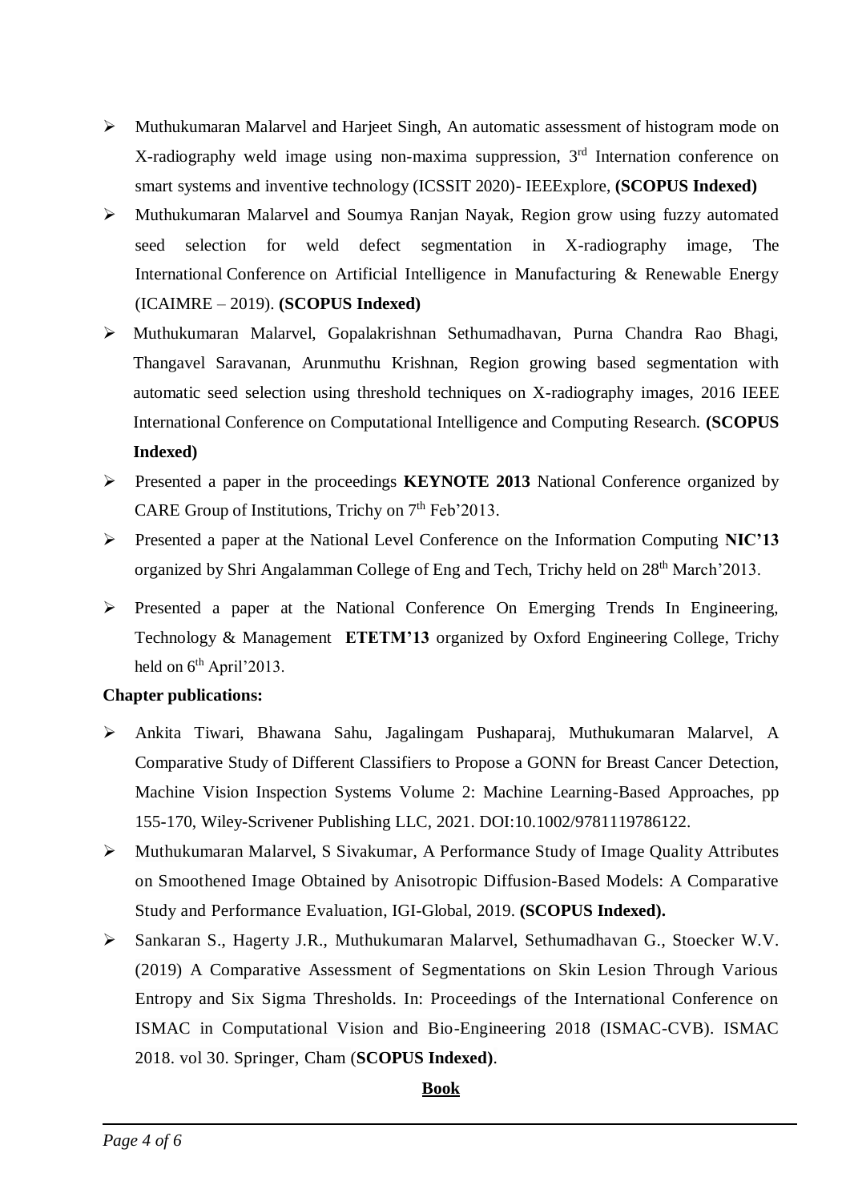- Muthukumaran Malarvel and Harjeet Singh, An automatic assessment of histogram mode on X-radiography weld image using non-maxima suppression, 3rd Internation conference on smart systems and inventive technology (ICSSIT 2020)- IEEExplore, **(SCOPUS Indexed)**
- Muthukumaran Malarvel and Soumya Ranjan Nayak, Region grow using fuzzy automated seed selection for weld defect segmentation in X-radiography image, The International Conference on Artificial Intelligence in Manufacturing & Renewable Energy (ICAIMRE – 2019). **(SCOPUS Indexed)**
- Muthukumaran Malarvel, Gopalakrishnan Sethumadhavan, Purna Chandra Rao Bhagi, Thangavel Saravanan, Arunmuthu Krishnan, Region growing based segmentation with automatic seed selection using threshold techniques on X-radiography images, 2016 IEEE International Conference on Computational Intelligence and Computing Research. **(SCOPUS Indexed)**
- Presented a paper in the proceedings **KEYNOTE 2013** National Conference organized by CARE Group of Institutions, Trichy on 7th Feb'2013.
- Presented a paper at the National Level Conference on the Information Computing **NIC'13** organized by Shri Angalamman College of Eng and Tech, Trichy held on 28th March'2013.
- Presented a paper at the National Conference On Emerging Trends In Engineering, Technology & Management **ETETM'13** organized by Oxford Engineering College, Trichy held on 6th April'2013.

**Chapter publications:**

- Ankita Tiwari, Bhawana Sahu, Jagalingam Pushaparaj, Muthukumaran Malarvel, A Comparative Study of Different Classifiers to Propose a GONN for Breast Cancer Detection, Machine Vision Inspection Systems Volume 2: Machine Learning-Based Approaches, pp 155-170, Wiley-Scrivener Publishing LLC, 2021. DOI:10.1002/9781119786122.
- Muthukumaran Malarvel, S Sivakumar, A Performance Study of Image Quality Attributes on Smoothened Image Obtained by Anisotropic Diffusion-Based Models: A Comparative Study and Performance Evaluation, IGI-Global, 2019. **(SCOPUS Indexed).**
- Sankaran S., Hagerty J.R., Muthukumaran Malarvel, Sethumadhavan G., Stoecker W.V. (2019) A Comparative Assessment of Segmentations on Skin Lesion Through Various Entropy and Six Sigma Thresholds. In: Proceedings of the International Conference on ISMAC in Computational Vision and Bio-Engineering 2018 (ISMAC-CVB). ISMAC 2018. vol 30. Springer, Cham (**SCOPUS Indexed)**.

**Book**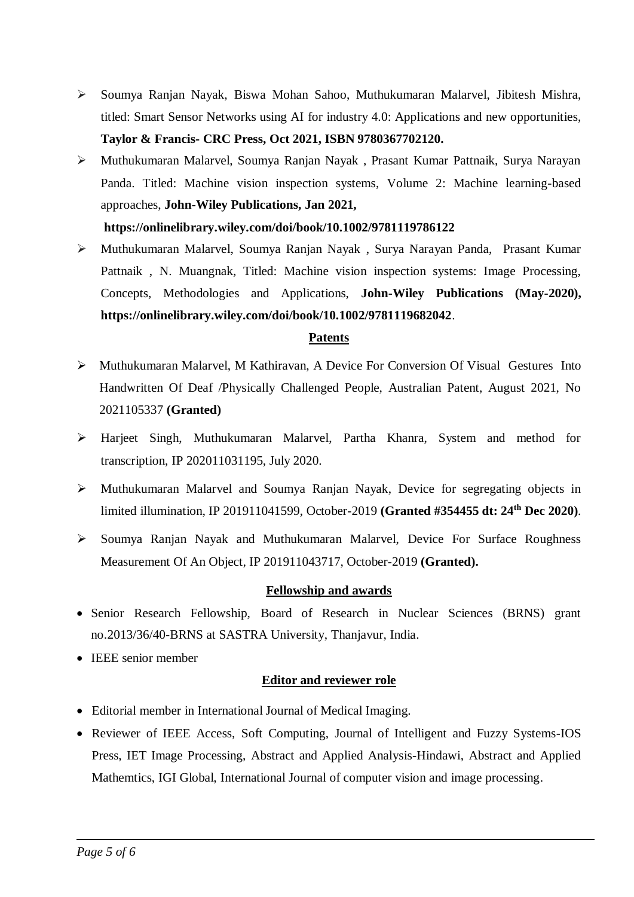- Soumya Ranjan Nayak, Biswa Mohan Sahoo, Muthukumaran Malarvel, Jibitesh Mishra, titled: Smart Sensor Networks using AI for industry 4.0: Applications and new opportunities, **Taylor & Francis- CRC Press, Oct 2021, ISBN 9780367702120.**
- Muthukumaran Malarvel, Soumya Ranjan Nayak , Prasant Kumar Pattnaik, Surya Narayan Panda. Titled: Machine vision inspection systems, Volume 2: Machine learning-based approaches, **John-Wiley Publications, Jan 2021,** **https://onlinelibrary.wiley.com/doi/book/10.1002/9781119786122**
- Muthukumaran Malarvel, Soumya Ranjan Nayak , Surya Narayan Panda, Prasant Kumar Pattnaik , N. Muangnak, Titled: Machine vision inspection systems: Image Processing, Concepts, Methodologies and Applications, **John-Wiley Publications (May-2020), https://onlinelibrary.wiley.com/doi/book/10.1002/9781119682042**.

## Patents

- Muthukumaran Malarvel, M Kathiravan, A Device For Conversion Of Visual Gestures Into Handwritten Of Deaf /Physically Challenged People, Australian Patent, August 2021, No 2021105337 **(Granted)**
- Harjeet Singh, Muthukumaran Malarvel, Partha Khanra, System and method for transcription, IP 202011031195, July 2020.
- Muthukumaran Malarvel and Soumya Ranjan Nayak, Device for segregating objects in limited illumination, IP 201911041599, October-2019 **(Granted #354455 dt: 24th Dec 2020)**.
- Soumya Ranjan Nayak and Muthukumaran Malarvel, Device For Surface Roughness Measurement Of An Object, IP 201911043717, October-2019 **(Granted).**

## Fellowship and awards

- Senior Research Fellowship, Board of Research in Nuclear Sciences (BRNS) grant no.2013/36/40-BRNS at SASTRA University, Thanjavur, India.
- IEEE senior member

## Editor and reviewer role

- Editorial member in International Journal of Medical Imaging.
- Reviewer of IEEE Access, Soft Computing, Journal of Intelligent and Fuzzy Systems-IOS Press, IET Image Processing, Abstract and Applied Analysis-Hindawi, Abstract and Applied Mathemtics, IGI Global, International Journal of computer vision and image processing.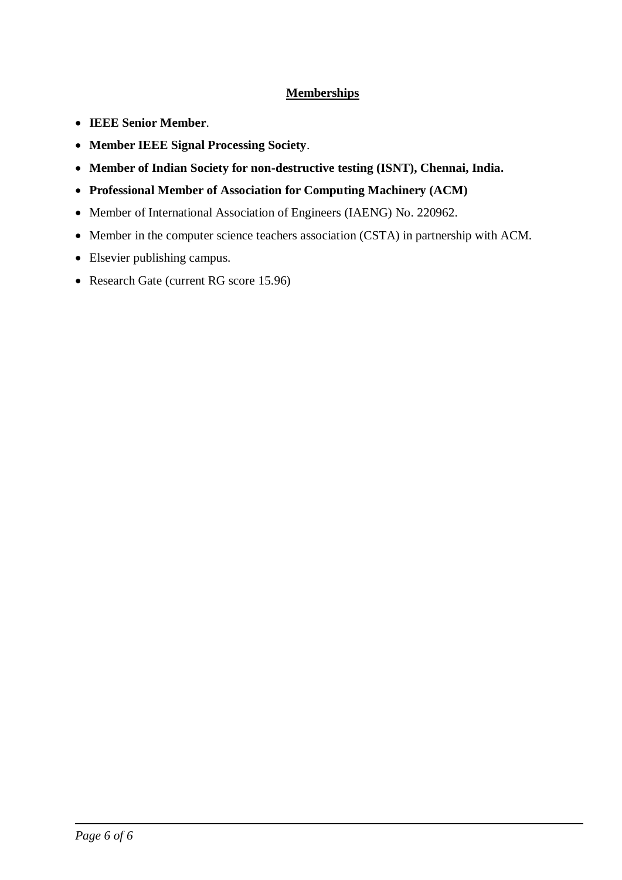## Memberships

- **IEEE Senior Member**.
- **Member IEEE Signal Processing Society**.
- **Member of Indian Society for non-destructive testing (ISNT), Chennai, India.**
- **Professional Member of Association for Computing Machinery (ACM)**
- Member of International Association of Engineers (IAENG) No. 220962.
- Member in the computer science teachers association (CSTA) in partnership with ACM.
- Elsevier publishing campus.
- Research Gate (current RG score 15.96)